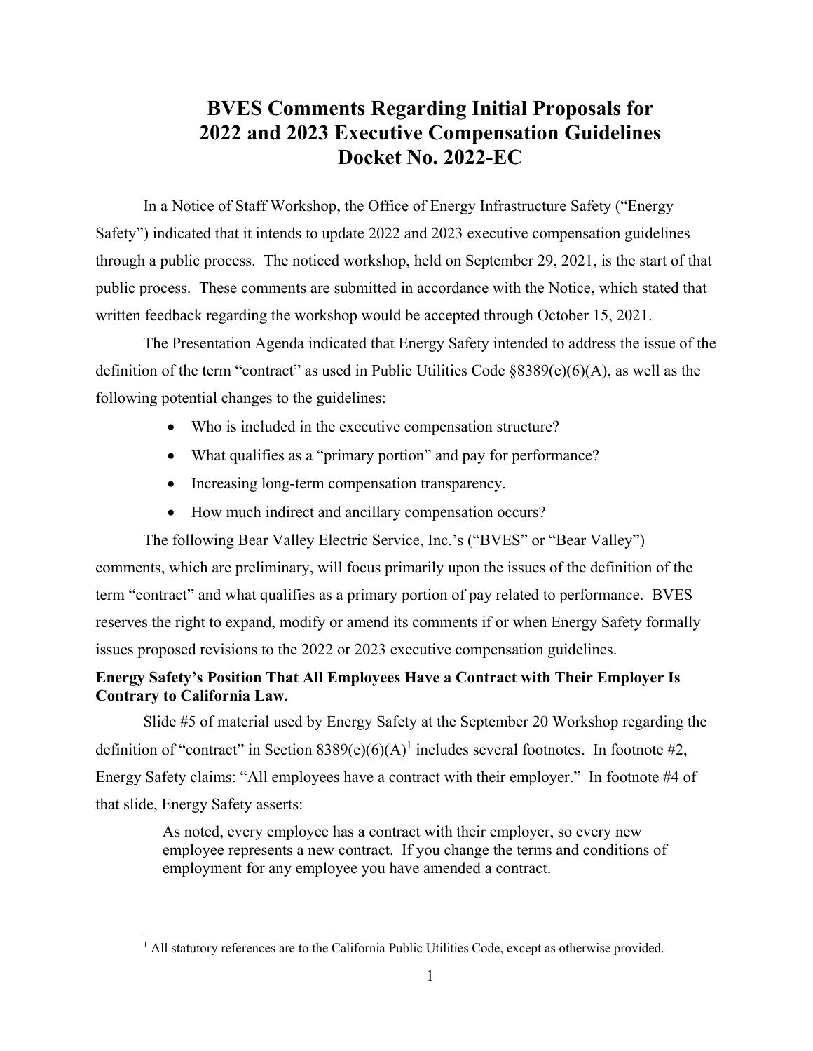# BVES Comments Regarding Initial Proposals for 2022 and 2023 Executive Compensation Guidelines Docket No. 2022-EC

In a Notice of Staff Workshop, the Office of Energy Infrastructure Safety ("Energy Safety") indicated that it intends to update 2022 and 2023 executive compensation guidelines through a public process. The noticed workshop, held on September 29, 2021, is the start of that public process. These comments are submitted in accordance with the Notice, which stated that written feedback regarding the workshop would be accepted through October 15, 2021.

The Presentation Agenda indicated that Energy Safety intended to address the issue of the definition of the term "contract" as used in Public Utilities Code §8389(e)(6)(A), as well as the following potential changes to the guidelines:

- Who is included in the executive compensation structure?
- What qualifies as a "primary portion" and pay for performance?
- Increasing long-term compensation transparency.
- How much indirect and ancillary compensation occurs?

The following Bear Valley Electric Service, Inc.'s ("BVES" or "Bear Valley") comments, which are preliminary, will focus primarily upon the issues of the definition of the term "contract" and what qualifies as a primary portion of pay related to performance. BVES reserves the right to expand, modify or amend its comments if or when Energy Safety formally issues proposed revisions to the 2022 or 2023 executive compensation guidelines.

**Energy Safety's Position That All Employees Have a Contract with Their Employer Is Contrary to California Law.**

Slide #5 of material used by Energy Safety at the September 20 Workshop regarding the definition of "contract" in Section 8389(e)(6)(A)[1] includes several footnotes. In footnote #2, Energy Safety claims: "All employees have a contract with their employer." In footnote #4 of that slide, Energy Safety asserts:

> As noted, every employee has a contract with their employer, so every new employee represents a new contract. If you change the terms and conditions of employment for any employee you have amended a contract.

[1] All statutory references are to the California Public Utilities Code, except as otherwise provided.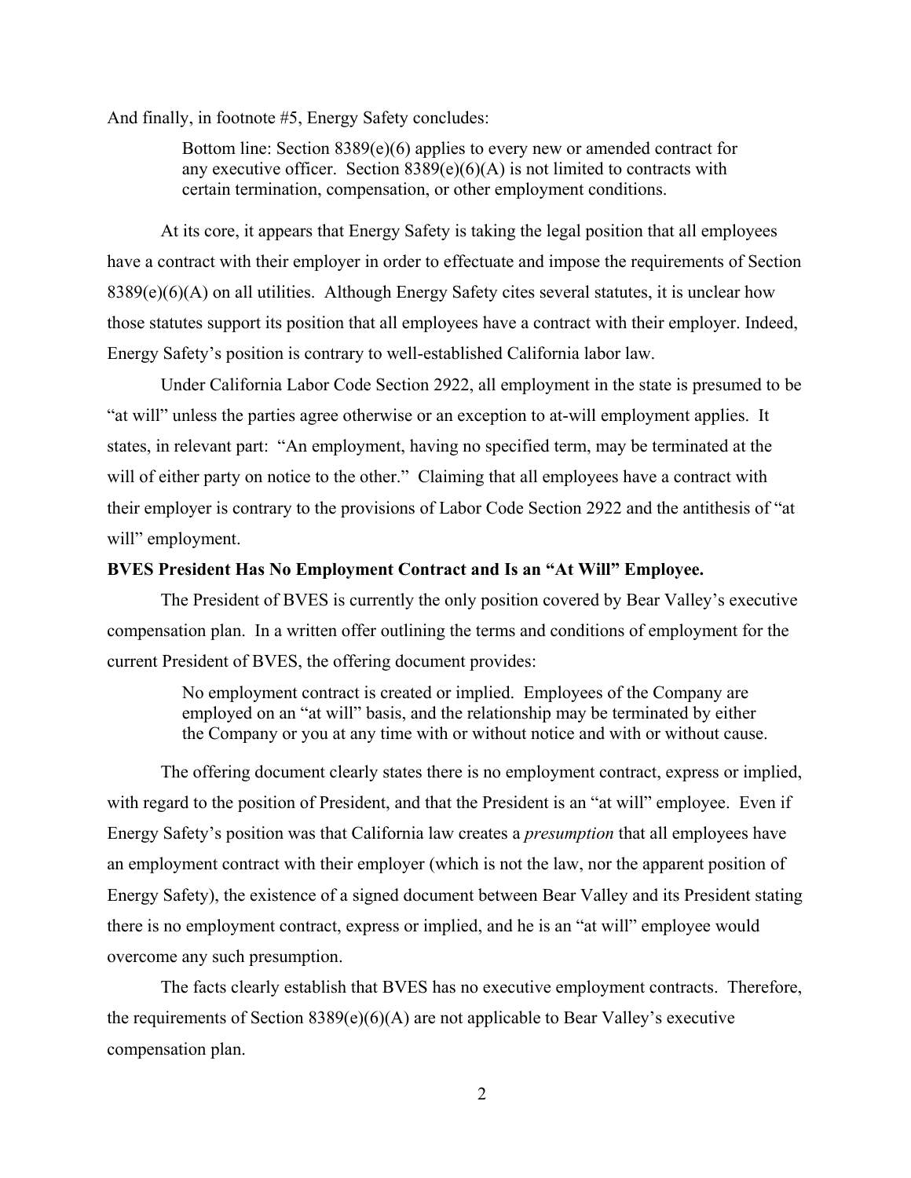And finally, in footnote #5, Energy Safety concludes:

> Bottom line: Section 8389(e)(6) applies to every new or amended contract for any executive officer. Section 8389(e)(6)(A) is not limited to contracts with certain termination, compensation, or other employment conditions.

At its core, it appears that Energy Safety is taking the legal position that all employees have a contract with their employer in order to effectuate and impose the requirements of Section 8389(e)(6)(A) on all utilities. Although Energy Safety cites several statutes, it is unclear how those statutes support its position that all employees have a contract with their employer. Indeed, Energy Safety's position is contrary to well-established California labor law.

Under California Labor Code Section 2922, all employment in the state is presumed to be "at will" unless the parties agree otherwise or an exception to at-will employment applies. It states, in relevant part: "An employment, having no specified term, may be terminated at the will of either party on notice to the other." Claiming that all employees have a contract with their employer is contrary to the provisions of Labor Code Section 2922 and the antithesis of "at will" employment.

**BVES President Has No Employment Contract and Is an "At Will" Employee.**

The President of BVES is currently the only position covered by Bear Valley's executive compensation plan. In a written offer outlining the terms and conditions of employment for the current President of BVES, the offering document provides:

> No employment contract is created or implied. Employees of the Company are employed on an "at will" basis, and the relationship may be terminated by either the Company or you at any time with or without notice and with or without cause.

The offering document clearly states there is no employment contract, express or implied, with regard to the position of President, and that the President is an "at will" employee. Even if Energy Safety's position was that California law creates a *presumption* that all employees have an employment contract with their employer (which is not the law, nor the apparent position of Energy Safety), the existence of a signed document between Bear Valley and its President stating there is no employment contract, express or implied, and he is an "at will" employee would overcome any such presumption.

The facts clearly establish that BVES has no executive employment contracts. Therefore, the requirements of Section 8389(e)(6)(A) are not applicable to Bear Valley's executive compensation plan.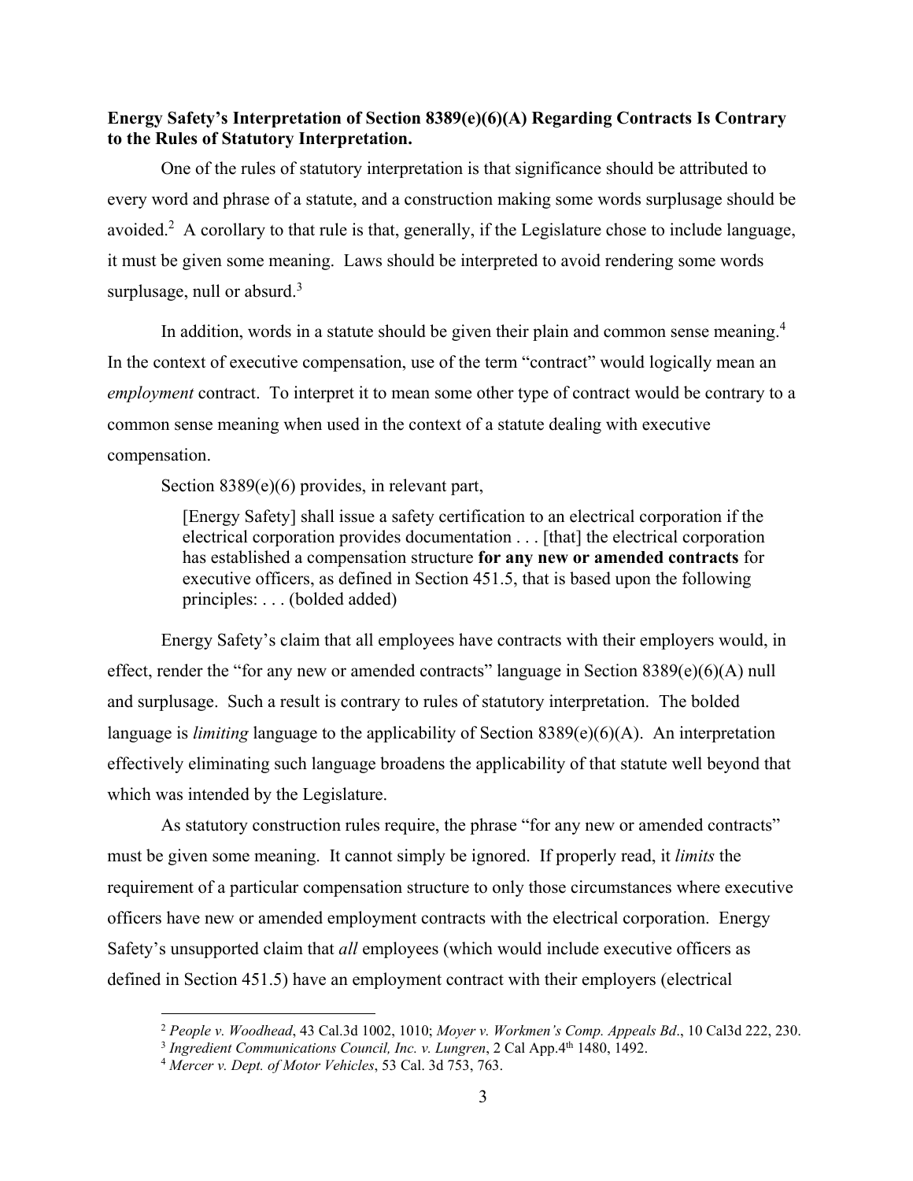**Energy Safety's Interpretation of Section 8389(e)(6)(A) Regarding Contracts Is Contrary to the Rules of Statutory Interpretation.**

One of the rules of statutory interpretation is that significance should be attributed to every word and phrase of a statute, and a construction making some words surplusage should be avoided.[2] A corollary to that rule is that, generally, if the Legislature chose to include language, it must be given some meaning. Laws should be interpreted to avoid rendering some words surplusage, null or absurd.[3]

In addition, words in a statute should be given their plain and common sense meaning.[4] In the context of executive compensation, use of the term "contract" would logically mean an *employment* contract. To interpret it to mean some other type of contract would be contrary to a common sense meaning when used in the context of a statute dealing with executive compensation.

Section 8389(e)(6) provides, in relevant part,

> [Energy Safety] shall issue a safety certification to an electrical corporation if the electrical corporation provides documentation . . . [that] the electrical corporation has established a compensation structure **for any new or amended contracts** for executive officers, as defined in Section 451.5, that is based upon the following principles: . . . (bolded added)

Energy Safety's claim that all employees have contracts with their employers would, in effect, render the "for any new or amended contracts" language in Section 8389(e)(6)(A) null and surplusage. Such a result is contrary to rules of statutory interpretation. The bolded language is *limiting* language to the applicability of Section 8389(e)(6)(A). An interpretation effectively eliminating such language broadens the applicability of that statute well beyond that which was intended by the Legislature.

As statutory construction rules require, the phrase "for any new or amended contracts" must be given some meaning. It cannot simply be ignored. If properly read, it *limits* the requirement of a particular compensation structure to only those circumstances where executive officers have new or amended employment contracts with the electrical corporation. Energy Safety's unsupported claim that *all* employees (which would include executive officers as defined in Section 451.5) have an employment contract with their employers (electrical

---

[2] *People v. Woodhead*, 43 Cal.3d 1002, 1010; *Moyer v. Workmen's Comp. Appeals Bd*., 10 Cal3d 222, 230.

[3] *Ingredient Communications Council, Inc. v. Lungren*, 2 Cal App.4th 1480, 1492.

[4] *Mercer v. Dept. of Motor Vehicles*, 53 Cal. 3d 753, 763.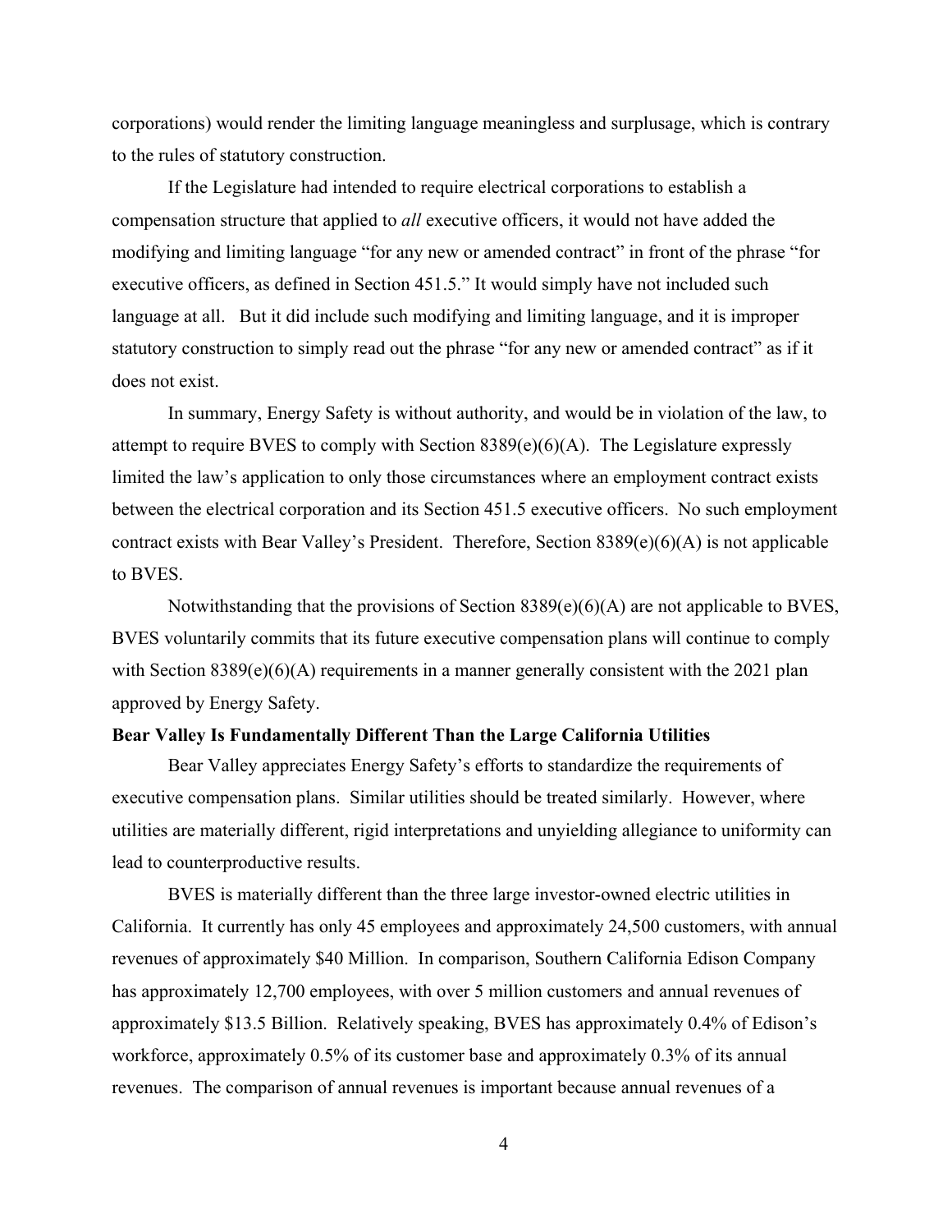corporations) would render the limiting language meaningless and surplusage, which is contrary to the rules of statutory construction.

If the Legislature had intended to require electrical corporations to establish a compensation structure that applied to *all* executive officers, it would not have added the modifying and limiting language "for any new or amended contract" in front of the phrase "for executive officers, as defined in Section 451.5." It would simply have not included such language at all. But it did include such modifying and limiting language, and it is improper statutory construction to simply read out the phrase "for any new or amended contract" as if it does not exist.

In summary, Energy Safety is without authority, and would be in violation of the law, to attempt to require BVES to comply with Section 8389(e)(6)(A). The Legislature expressly limited the law's application to only those circumstances where an employment contract exists between the electrical corporation and its Section 451.5 executive officers. No such employment contract exists with Bear Valley's President. Therefore, Section 8389(e)(6)(A) is not applicable to BVES.

Notwithstanding that the provisions of Section 8389(e)(6)(A) are not applicable to BVES, BVES voluntarily commits that its future executive compensation plans will continue to comply with Section 8389(e)(6)(A) requirements in a manner generally consistent with the 2021 plan approved by Energy Safety.

**Bear Valley Is Fundamentally Different Than the Large California Utilities**

Bear Valley appreciates Energy Safety's efforts to standardize the requirements of executive compensation plans. Similar utilities should be treated similarly. However, where utilities are materially different, rigid interpretations and unyielding allegiance to uniformity can lead to counterproductive results.

BVES is materially different than the three large investor-owned electric utilities in California. It currently has only 45 employees and approximately 24,500 customers, with annual revenues of approximately $40 Million. In comparison, Southern California Edison Company has approximately 12,700 employees, with over 5 million customers and annual revenues of approximately $13.5 Billion. Relatively speaking, BVES has approximately 0.4% of Edison's workforce, approximately 0.5% of its customer base and approximately 0.3% of its annual revenues. The comparison of annual revenues is important because annual revenues of a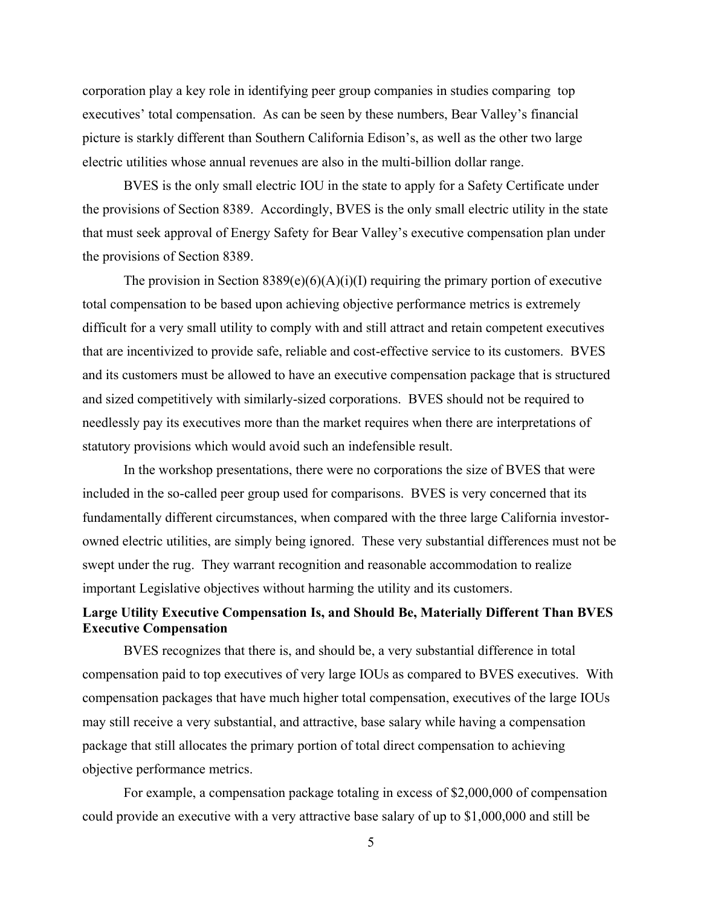corporation play a key role in identifying peer group companies in studies comparing top executives' total compensation. As can be seen by these numbers, Bear Valley's financial picture is starkly different than Southern California Edison's, as well as the other two large electric utilities whose annual revenues are also in the multi-billion dollar range.

BVES is the only small electric IOU in the state to apply for a Safety Certificate under the provisions of Section 8389. Accordingly, BVES is the only small electric utility in the state that must seek approval of Energy Safety for Bear Valley's executive compensation plan under the provisions of Section 8389.

The provision in Section 8389(e)(6)(A)(i)(I) requiring the primary portion of executive total compensation to be based upon achieving objective performance metrics is extremely difficult for a very small utility to comply with and still attract and retain competent executives that are incentivized to provide safe, reliable and cost-effective service to its customers. BVES and its customers must be allowed to have an executive compensation package that is structured and sized competitively with similarly-sized corporations. BVES should not be required to needlessly pay its executives more than the market requires when there are interpretations of statutory provisions which would avoid such an indefensible result.

In the workshop presentations, there were no corporations the size of BVES that were included in the so-called peer group used for comparisons. BVES is very concerned that its fundamentally different circumstances, when compared with the three large California investor-owned electric utilities, are simply being ignored. These very substantial differences must not be swept under the rug. They warrant recognition and reasonable accommodation to realize important Legislative objectives without harming the utility and its customers.

**Large Utility Executive Compensation Is, and Should Be, Materially Different Than BVES Executive Compensation**

BVES recognizes that there is, and should be, a very substantial difference in total compensation paid to top executives of very large IOUs as compared to BVES executives. With compensation packages that have much higher total compensation, executives of the large IOUs may still receive a very substantial, and attractive, base salary while having a compensation package that still allocates the primary portion of total direct compensation to achieving objective performance metrics.

For example, a compensation package totaling in excess of $2,000,000 of compensation could provide an executive with a very attractive base salary of up to $1,000,000 and still be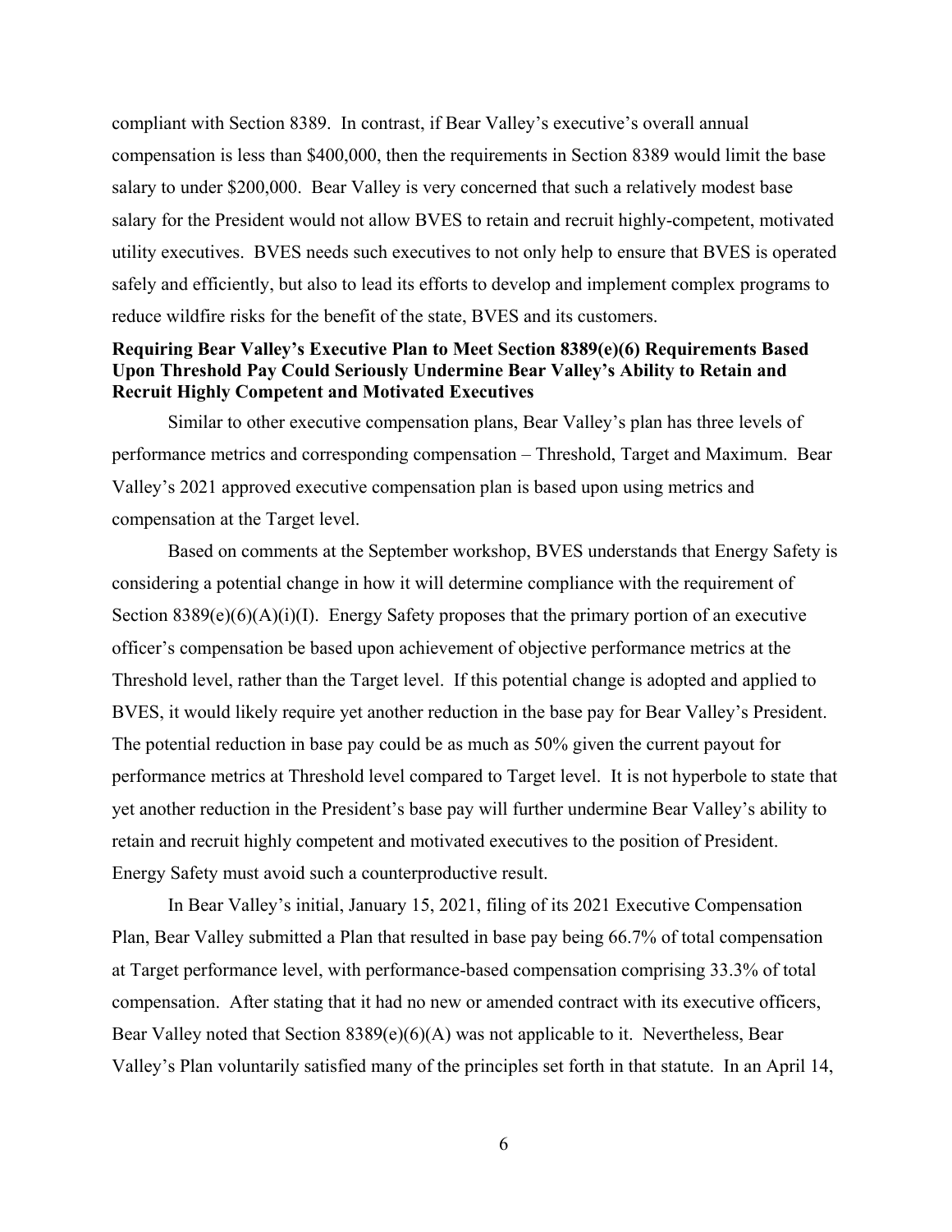compliant with Section 8389. In contrast, if Bear Valley's executive's overall annual compensation is less than \$400,000, then the requirements in Section 8389 would limit the base salary to under \$200,000. Bear Valley is very concerned that such a relatively modest base salary for the President would not allow BVES to retain and recruit highly-competent, motivated utility executives. BVES needs such executives to not only help to ensure that BVES is operated safely and efficiently, but also to lead its efforts to develop and implement complex programs to reduce wildfire risks for the benefit of the state, BVES and its customers.

**Requiring Bear Valley's Executive Plan to Meet Section 8389(e)(6) Requirements Based Upon Threshold Pay Could Seriously Undermine Bear Valley's Ability to Retain and Recruit Highly Competent and Motivated Executives**

Similar to other executive compensation plans, Bear Valley's plan has three levels of performance metrics and corresponding compensation – Threshold, Target and Maximum. Bear Valley's 2021 approved executive compensation plan is based upon using metrics and compensation at the Target level.

Based on comments at the September workshop, BVES understands that Energy Safety is considering a potential change in how it will determine compliance with the requirement of Section 8389(e)(6)(A)(i)(I). Energy Safety proposes that the primary portion of an executive officer's compensation be based upon achievement of objective performance metrics at the Threshold level, rather than the Target level. If this potential change is adopted and applied to BVES, it would likely require yet another reduction in the base pay for Bear Valley's President. The potential reduction in base pay could be as much as 50% given the current payout for performance metrics at Threshold level compared to Target level. It is not hyperbole to state that yet another reduction in the President's base pay will further undermine Bear Valley's ability to retain and recruit highly competent and motivated executives to the position of President. Energy Safety must avoid such a counterproductive result.

In Bear Valley's initial, January 15, 2021, filing of its 2021 Executive Compensation Plan, Bear Valley submitted a Plan that resulted in base pay being 66.7% of total compensation at Target performance level, with performance-based compensation comprising 33.3% of total compensation. After stating that it had no new or amended contract with its executive officers, Bear Valley noted that Section 8389(e)(6)(A) was not applicable to it. Nevertheless, Bear Valley's Plan voluntarily satisfied many of the principles set forth in that statute. In an April 14,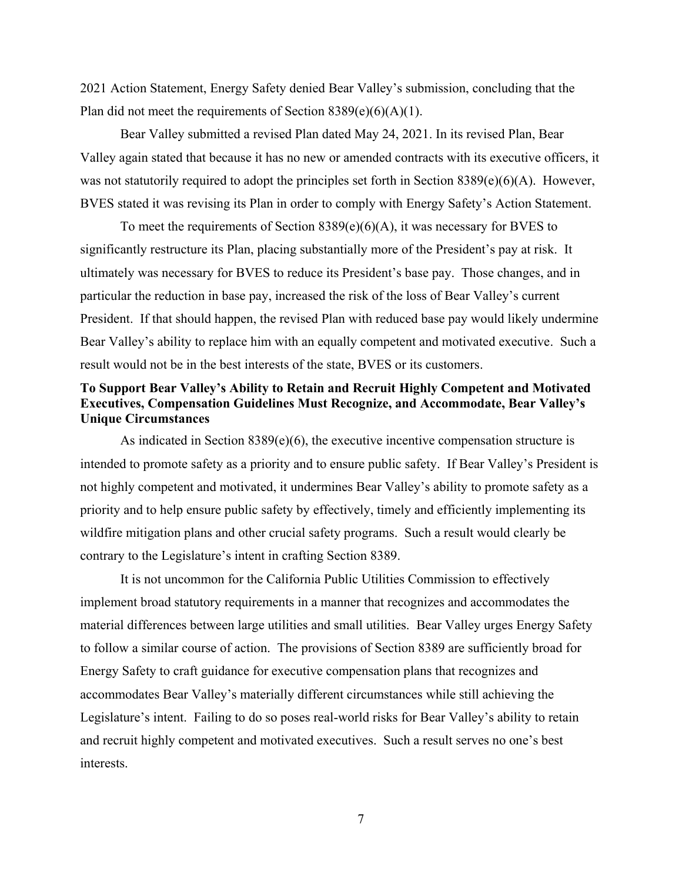2021 Action Statement, Energy Safety denied Bear Valley's submission, concluding that the Plan did not meet the requirements of Section 8389(e)(6)(A)(1).

Bear Valley submitted a revised Plan dated May 24, 2021. In its revised Plan, Bear Valley again stated that because it has no new or amended contracts with its executive officers, it was not statutorily required to adopt the principles set forth in Section 8389(e)(6)(A). However, BVES stated it was revising its Plan in order to comply with Energy Safety's Action Statement.

To meet the requirements of Section 8389(e)(6)(A), it was necessary for BVES to significantly restructure its Plan, placing substantially more of the President's pay at risk. It ultimately was necessary for BVES to reduce its President's base pay. Those changes, and in particular the reduction in base pay, increased the risk of the loss of Bear Valley's current President. If that should happen, the revised Plan with reduced base pay would likely undermine Bear Valley's ability to replace him with an equally competent and motivated executive. Such a result would not be in the best interests of the state, BVES or its customers.

**To Support Bear Valley's Ability to Retain and Recruit Highly Competent and Motivated Executives, Compensation Guidelines Must Recognize, and Accommodate, Bear Valley's Unique Circumstances**

As indicated in Section 8389(e)(6), the executive incentive compensation structure is intended to promote safety as a priority and to ensure public safety. If Bear Valley's President is not highly competent and motivated, it undermines Bear Valley's ability to promote safety as a priority and to help ensure public safety by effectively, timely and efficiently implementing its wildfire mitigation plans and other crucial safety programs. Such a result would clearly be contrary to the Legislature's intent in crafting Section 8389.

It is not uncommon for the California Public Utilities Commission to effectively implement broad statutory requirements in a manner that recognizes and accommodates the material differences between large utilities and small utilities. Bear Valley urges Energy Safety to follow a similar course of action. The provisions of Section 8389 are sufficiently broad for Energy Safety to craft guidance for executive compensation plans that recognizes and accommodates Bear Valley's materially different circumstances while still achieving the Legislature's intent. Failing to do so poses real-world risks for Bear Valley's ability to retain and recruit highly competent and motivated executives. Such a result serves no one's best interests.